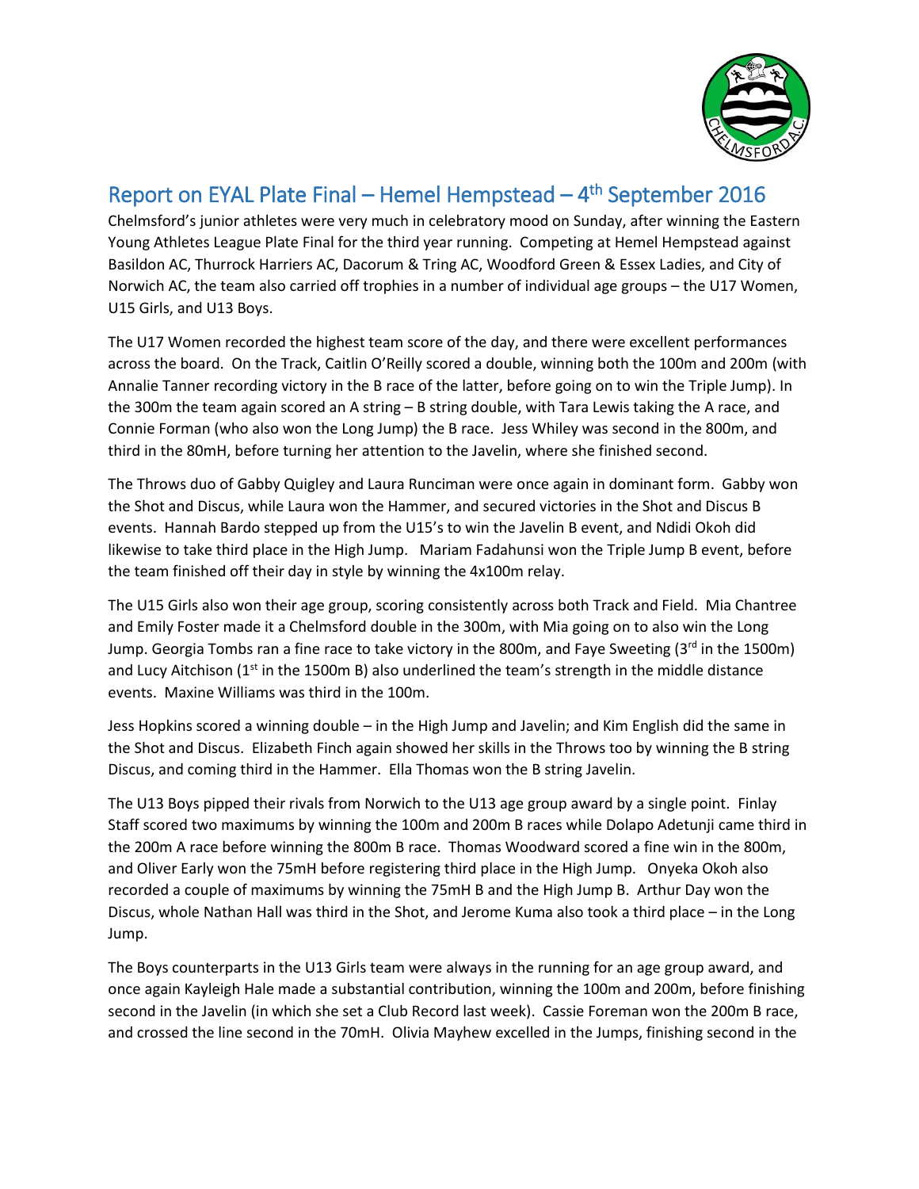# Report on EYAL Plate Final – Hemel Hempstead – 4th September 2016

Chelmsford's junior athletes were very much in celebratory mood on Sunday, after winning the Eastern Young Athletes League Plate Final for the third year running. Competing at Hemel Hempstead against Basildon AC, Thurrock Harriers AC, Dacorum & Tring AC, Woodford Green & Essex Ladies, and City of Norwich AC, the team also carried off trophies in a number of individual age groups – the U17 Women, U15 Girls, and U13 Boys.

The U17 Women recorded the highest team score of the day, and there were excellent performances across the board. On the Track, Caitlin O'Reilly scored a double, winning both the 100m and 200m (with Annalie Tanner recording victory in the B race of the latter, before going on to win the Triple Jump). In the 300m the team again scored an A string – B string double, with Tara Lewis taking the A race, and Connie Forman (who also won the Long Jump) the B race. Jess Whiley was second in the 800m, and third in the 80mH, before turning her attention to the Javelin, where she finished second.

The Throws duo of Gabby Quigley and Laura Runciman were once again in dominant form. Gabby won the Shot and Discus, while Laura won the Hammer, and secured victories in the Shot and Discus B events. Hannah Bardo stepped up from the U15's to win the Javelin B event, and Ndidi Okoh did likewise to take third place in the High Jump. Mariam Fadahunsi won the Triple Jump B event, before the team finished off their day in style by winning the 4x100m relay.

The U15 Girls also won their age group, scoring consistently across both Track and Field. Mia Chantree and Emily Foster made it a Chelmsford double in the 300m, with Mia going on to also win the Long Jump. Georgia Tombs ran a fine race to take victory in the 800m, and Faye Sweeting (3rd in the 1500m) and Lucy Aitchison (1st in the 1500m B) also underlined the team's strength in the middle distance events. Maxine Williams was third in the 100m.

Jess Hopkins scored a winning double – in the High Jump and Javelin; and Kim English did the same in the Shot and Discus. Elizabeth Finch again showed her skills in the Throws too by winning the B string Discus, and coming third in the Hammer. Ella Thomas won the B string Javelin.

The U13 Boys pipped their rivals from Norwich to the U13 age group award by a single point. Finlay Staff scored two maximums by winning the 100m and 200m B races while Dolapo Adetunji came third in the 200m A race before winning the 800m B race. Thomas Woodward scored a fine win in the 800m, and Oliver Early won the 75mH before registering third place in the High Jump. Onyeka Okoh also recorded a couple of maximums by winning the 75mH B and the High Jump B. Arthur Day won the Discus, whole Nathan Hall was third in the Shot, and Jerome Kuma also took a third place – in the Long Jump.

The Boys counterparts in the U13 Girls team were always in the running for an age group award, and once again Kayleigh Hale made a substantial contribution, winning the 100m and 200m, before finishing second in the Javelin (in which she set a Club Record last week). Cassie Foreman won the 200m B race, and crossed the line second in the 70mH. Olivia Mayhew excelled in the Jumps, finishing second in the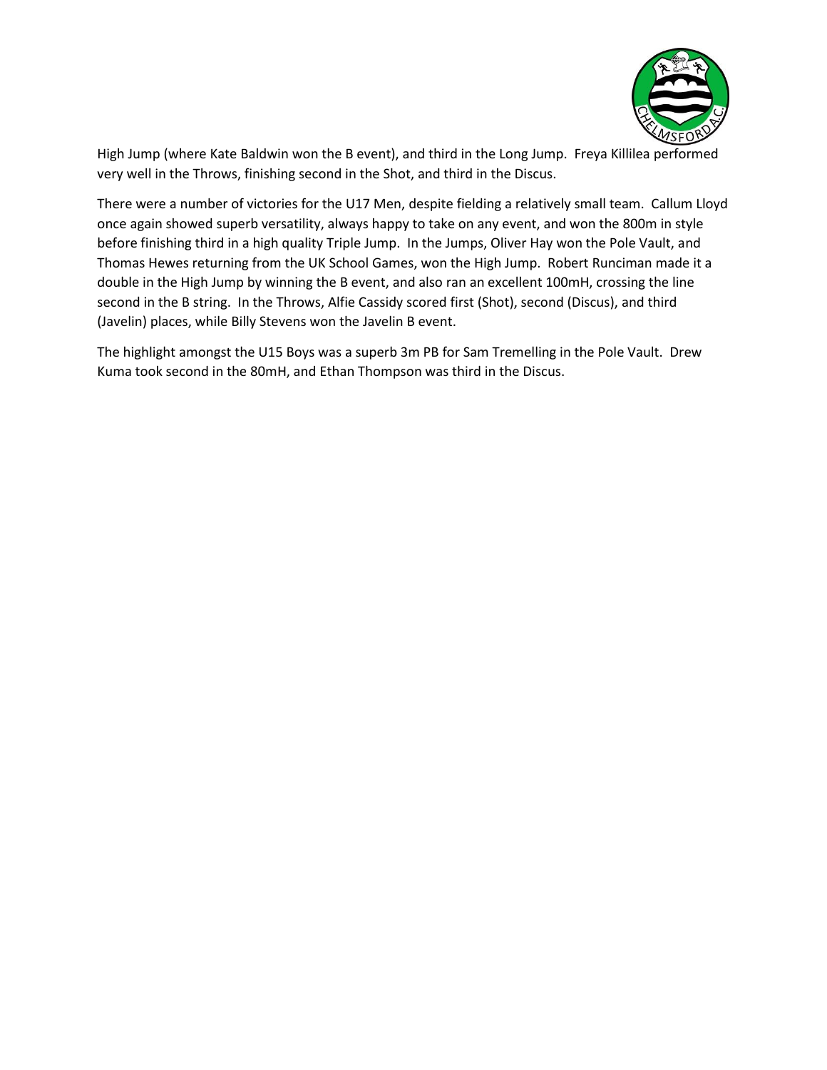High Jump (where Kate Baldwin won the B event), and third in the Long Jump. Freya Killilea performed very well in the Throws, finishing second in the Shot, and third in the Discus.

There were a number of victories for the U17 Men, despite fielding a relatively small team. Callum Lloyd once again showed superb versatility, always happy to take on any event, and won the 800m in style before finishing third in a high quality Triple Jump. In the Jumps, Oliver Hay won the Pole Vault, and Thomas Hewes returning from the UK School Games, won the High Jump. Robert Runciman made it a double in the High Jump by winning the B event, and also ran an excellent 100mH, crossing the line second in the B string. In the Throws, Alfie Cassidy scored first (Shot), second (Discus), and third (Javelin) places, while Billy Stevens won the Javelin B event.

The highlight amongst the U15 Boys was a superb 3m PB for Sam Tremelling in the Pole Vault. Drew Kuma took second in the 80mH, and Ethan Thompson was third in the Discus.